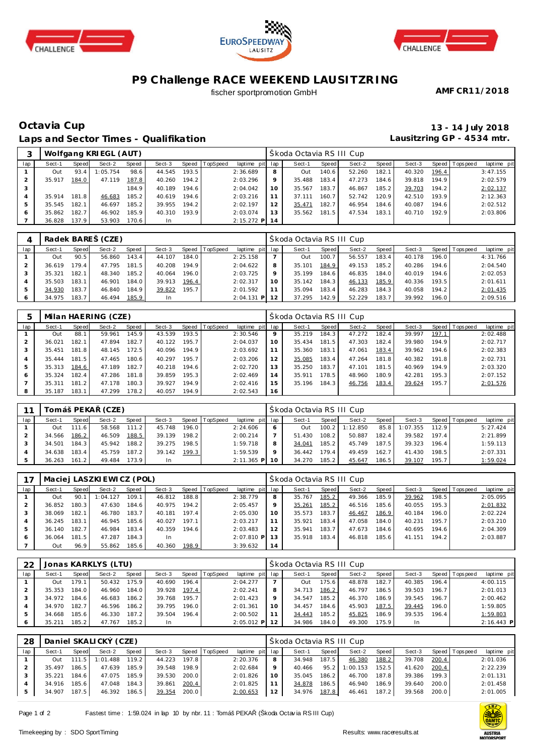# P9 Challenge RACE WEEKEND LAUSITZRING

fischer sportpromotion GmbH

**AMF CR11/2018**

## Octavia Cup

**13 - 14 July 2018**

## Laps and Sector Times - Qualifikation

**Lausitzring GP - 4534 mtr.**

### 3 Wolfgang KRIEGL (AUT) — Škoda Octavia RS III Cup

| lap | Sect-1 | Speed | Sect-2 | Speed | Sect-3 | Speed | TopSpeed | laptime | pit | lap | Sect-1 | Speed | Sect-2 | Speed | Sect-3 | Speed | Topspeed | laptime | pit |
|---|---|---|---|---|---|---|---|---|---|---|---|---|---|---|---|---|---|---|---|
| 1 | Out | 93.4 | 1:05.754 | 98.6 | 44.545 | 193.5 | | 2:36.689 | | 8 | Out | 140.6 | 52.260 | 182.1 | 40.320 | 196.4 | | 3:47.155 | |
| 2 | 35.917 | 184.0 | 47.119 | 187.8 | 40.260 | 194.2 | | 2:03.296 | | 9 | 35.488 | 183.4 | 47.273 | 184.6 | 39.818 | 194.9 | | 2:02.579 | |
| 3 | | | | 184.9 | 40.189 | 194.6 | | 2:04.042 | | 10 | 35.567 | 183.7 | 46.867 | 185.2 | 39.703 | 194.2 | | 2:02.137 | |
| 4 | 35.914 | 181.8 | 46.683 | 185.2 | 40.619 | 194.6 | | 2:03.216 | | 11 | 37.111 | 160.7 | 52.742 | 120.9 | 42.510 | 193.9 | | 2:12.363 | |
| 5 | 35.545 | 182.1 | 46.697 | 185.2 | 39.955 | 194.2 | | 2:02.197 | | 12 | 35.471 | 182.7 | 46.954 | 184.6 | 40.087 | 194.6 | | 2:02.512 | |
| 6 | 35.862 | 182.7 | 46.902 | 185.9 | 40.310 | 193.9 | | 2:03.074 | | 13 | 35.562 | 181.5 | 47.534 | 183.1 | 40.710 | 192.9 | | 2:03.806 | |
| 7 | 36.828 | 137.9 | 53.903 | 170.6 | In | | | 2:15.272 | P | 14 | | | | | | | | | |

### 4 Radek BAREŠ (CZE) — Škoda Octavia RS III Cup

| lap | Sect-1 | Speed | Sect-2 | Speed | Sect-3 | Speed | TopSpeed | laptime | pit | lap | Sect-1 | Speed | Sect-2 | Speed | Sect-3 | Speed | Topspeed | laptime | pit |
|---|---|---|---|---|---|---|---|---|---|---|---|---|---|---|---|---|---|---|---|
| 1 | Out | 90.5 | 56.860 | 143.4 | 44.107 | 184.0 | | 2:25.158 | | 7 | Out | 100.7 | 56.557 | 183.4 | 40.178 | 196.0 | | 4:31.766 | |
| 2 | 36.619 | 179.4 | 47.795 | 181.5 | 40.208 | 194.9 | | 2:04.622 | | 8 | 35.101 | 184.9 | 49.153 | 185.2 | 40.286 | 194.6 | | 2:04.540 | |
| 3 | 35.321 | 182.1 | 48.340 | 185.2 | 40.064 | 196.0 | | 2:03.725 | | 9 | 35.199 | 184.6 | 46.835 | 184.0 | 40.019 | 194.6 | | 2:02.053 | |
| 4 | 35.503 | 183.1 | 46.901 | 184.0 | 39.913 | 196.4 | | 2:02.317 | | 10 | 35.142 | 184.3 | 46.133 | 185.9 | 40.336 | 193.5 | | 2:01.611 | |
| 5 | 34.930 | 183.7 | 46.840 | 184.9 | 39.822 | 195.7 | | 2:01.592 | | 11 | 35.094 | 183.4 | 46.283 | 184.3 | 40.058 | 194.2 | | 2:01.435 | |
| 6 | 34.975 | 183.7 | 46.494 | 185.9 | In | | | 2:04.131 | P | 12 | 37.295 | 142.9 | 52.229 | 183.7 | 39.992 | 196.0 | | 2:09.516 | |

### 5 Milan HAERING (CZE) — Škoda Octavia RS III Cup

| lap | Sect-1 | Speed | Sect-2 | Speed | Sect-3 | Speed | TopSpeed | laptime | pit | lap | Sect-1 | Speed | Sect-2 | Speed | Sect-3 | Speed | Topspeed | laptime | pit |
|---|---|---|---|---|---|---|---|---|---|---|---|---|---|---|---|---|---|---|---|
| 1 | Out | 88.1 | 59.961 | 145.9 | 43.539 | 193.5 | | 2:30.546 | | 9 | 35.219 | 184.3 | 47.272 | 182.4 | 39.997 | 197.1 | | 2:02.488 | |
| 2 | 36.021 | 182.1 | 47.894 | 182.7 | 40.122 | 195.7 | | 2:04.037 | | 10 | 35.434 | 181.5 | 47.303 | 182.4 | 39.980 | 194.9 | | 2:02.717 | |
| 3 | 35.451 | 181.8 | 48.145 | 172.5 | 40.096 | 194.9 | | 2:03.692 | | 11 | 35.360 | 183.1 | 47.061 | 183.4 | 39.962 | 194.6 | | 2:02.383 | |
| 4 | 35.444 | 181.5 | 47.465 | 180.6 | 40.297 | 195.7 | | 2:03.206 | | 12 | 35.085 | 183.4 | 47.264 | 181.8 | 40.382 | 191.8 | | 2:02.731 | |
| 5 | 35.313 | 184.6 | 47.189 | 182.7 | 40.218 | 194.6 | | 2:02.720 | | 13 | 35.250 | 183.7 | 47.101 | 181.5 | 40.969 | 194.9 | | 2:03.320 | |
| 6 | 35.324 | 182.4 | 47.286 | 181.8 | 39.859 | 195.3 | | 2:02.469 | | 14 | 35.911 | 178.5 | 48.960 | 180.9 | 42.281 | 195.3 | | 2:07.152 | |
| 7 | 35.311 | 181.2 | 47.178 | 180.3 | 39.927 | 194.9 | | 2:02.416 | | 15 | 35.196 | 184.3 | 46.756 | 183.4 | 39.624 | 195.7 | | 2:01.576 | |
| 8 | 35.187 | 183.1 | 47.299 | 178.2 | 40.057 | 194.9 | | 2:02.543 | | 16 | | | | | | | | | |

### 11 Tomáš PEKAŘ (CZE) — Škoda Octavia RS III Cup

| lap | Sect-1 | Speed | Sect-2 | Speed | Sect-3 | Speed | TopSpeed | laptime | pit | lap | Sect-1 | Speed | Sect-2 | Speed | Sect-3 | Speed | Topspeed | laptime | pit |
|---|---|---|---|---|---|---|---|---|---|---|---|---|---|---|---|---|---|---|---|
| 1 | Out | 111.6 | 58.568 | 111.2 | 45.748 | 196.0 | | 2:24.606 | | 6 | Out | 100.2 | 1:12.850 | 85.8 | 1:07.355 | 112.9 | | 5:27.424 | |
| 2 | 34.566 | 186.2 | 46.509 | 188.5 | 39.139 | 198.2 | | 2:00.214 | | 7 | 51.430 | 108.2 | 50.887 | 182.4 | 39.582 | 197.4 | | 2:21.899 | |
| 3 | 34.501 | 184.3 | 45.942 | 188.2 | 39.275 | 198.5 | | 1:59.718 | | 8 | 34.041 | 185.2 | 45.749 | 187.5 | 39.323 | 196.4 | | 1:59.113 | |
| 4 | 34.638 | 183.4 | 45.759 | 187.2 | 39.142 | 199.3 | | 1:59.539 | | 9 | 36.442 | 179.4 | 49.459 | 162.7 | 41.430 | 198.5 | | 2:07.331 | |
| 5 | 36.263 | 161.2 | 49.484 | 173.9 | In | | | 2:11.365 | P | 10 | 34.270 | 185.2 | 45.647 | 186.5 | 39.107 | 195.7 | | 1:59.024 | |

### 17 Maciej LASZKIEWICZ (POL) — Škoda Octavia RS III Cup

| lap | Sect-1 | Speed | Sect-2 | Speed | Sect-3 | Speed | TopSpeed | laptime | pit | lap | Sect-1 | Speed | Sect-2 | Speed | Sect-3 | Speed | Topspeed | laptime | pit |
|---|---|---|---|---|---|---|---|---|---|---|---|---|---|---|---|---|---|---|---|
| 1 | Out | 90.1 | 1:04.127 | 109.1 | 46.812 | 188.8 | | 2:38.779 | | 8 | 35.767 | 185.2 | 49.366 | 185.9 | 39.962 | 198.5 | | 2:05.095 | |
| 2 | 36.852 | 180.3 | 47.630 | 184.6 | 40.975 | 194.2 | | 2:05.457 | | 9 | 35.261 | 185.2 | 46.516 | 185.6 | 40.055 | 195.3 | | 2:01.832 | |
| 3 | 38.069 | 182.1 | 46.780 | 183.7 | 40.181 | 197.4 | | 2:05.030 | | 10 | 35.573 | 183.7 | 46.467 | 186.9 | 40.184 | 196.0 | | 2:02.224 | |
| 4 | 36.245 | 183.1 | 46.945 | 185.6 | 40.027 | 197.1 | | 2:03.217 | | 11 | 35.921 | 183.4 | 47.058 | 184.0 | 40.231 | 195.7 | | 2:03.210 | |
| 5 | 36.140 | 182.7 | 46.984 | 183.4 | 40.359 | 194.6 | | 2:03.483 | | 12 | 35.941 | 183.7 | 47.673 | 184.6 | 40.695 | 194.6 | | 2:04.309 | |
| 6 | 36.064 | 181.5 | 47.287 | 184.3 | In | | | 2:07.810 | P | 13 | 35.918 | 183.4 | 46.818 | 185.6 | 41.151 | 194.2 | | 2:03.887 | |
| 7 | Out | 96.9 | 55.862 | 185.6 | 40.360 | 198.9 | | 3:39.632 | | 14 | | | | | | | | | |

### 22 Jonas KARKLYS (LTU) — Škoda Octavia RS III Cup

| lap | Sect-1 | Speed | Sect-2 | Speed | Sect-3 | Speed | TopSpeed | laptime | pit | lap | Sect-1 | Speed | Sect-2 | Speed | Sect-3 | Speed | Topspeed | laptime | pit |
|---|---|---|---|---|---|---|---|---|---|---|---|---|---|---|---|---|---|---|---|
| 1 | Out | 179.1 | 50.432 | 175.9 | 40.690 | 196.4 | | 2:04.277 | | 7 | Out | 175.6 | 48.878 | 182.7 | 40.385 | 196.4 | | 4:00.115 | |
| 2 | 35.353 | 184.0 | 46.960 | 184.0 | 39.928 | 197.4 | | 2:02.241 | | 8 | 34.713 | 186.2 | 46.797 | 186.5 | 39.503 | 196.7 | | 2:01.013 | |
| 3 | 34.972 | 184.6 | 46.683 | 186.2 | 39.768 | 195.7 | | 2:01.423 | | 9 | 34.547 | 185.2 | 46.370 | 186.9 | 39.545 | 196.7 | | 2:00.462 | |
| 4 | 34.970 | 182.7 | 46.596 | 186.2 | 39.795 | 196.0 | | 2:01.361 | | 10 | 34.457 | 184.6 | 45.903 | 187.5 | 39.445 | 196.0 | | 1:59.805 | |
| 5 | 34.668 | 185.6 | 46.330 | 187.2 | 39.504 | 196.4 | | 2:00.502 | | 11 | 34.443 | 185.2 | 45.825 | 186.9 | 39.535 | 196.4 | | 1:59.803 | |
| 6 | 35.211 | 185.2 | 47.767 | 185.2 | In | | | 2:05.012 | P | 12 | 34.986 | 184.0 | 49.300 | 175.9 | In | | | 2:16.443 | P |

### 28 Daniel SKALICKÝ (CZE) — Škoda Octavia RS III Cup

| lap | Sect-1 | Speed | Sect-2 | Speed | Sect-3 | Speed | TopSpeed | laptime | pit | lap | Sect-1 | Speed | Sect-2 | Speed | Sect-3 | Speed | Topspeed | laptime | pit |
|---|---|---|---|---|---|---|---|---|---|---|---|---|---|---|---|---|---|---|---|
| 1 | Out | 111.5 | 1:01.488 | 119.2 | 44.223 | 197.8 | | 2:20.376 | | 8 | 34.948 | 187.5 | 46.380 | 188.2 | 39.708 | 200.4 | | 2:01.036 | |
| 2 | 35.497 | 186.5 | 47.639 | 185.9 | 39.548 | 198.9 | | 2:02.684 | | 9 | 40.466 | 95.2 | 1:00.153 | 152.5 | 41.620 | 200.4 | | 2:22.239 | |
| 3 | 35.221 | 184.6 | 47.075 | 185.9 | 39.530 | 200.0 | | 2:01.826 | | 10 | 35.045 | 186.2 | 46.700 | 187.8 | 39.386 | 199.3 | | 2:01.131 | |
| 4 | 34.916 | 185.6 | 47.048 | 184.3 | 39.861 | 200.4 | | 2:01.825 | | 11 | 34.878 | 186.5 | 46.940 | 186.9 | 39.640 | 200.0 | | 2:01.458 | |
| 5 | 34.907 | 187.5 | 46.392 | 186.5 | 39.354 | 200.0 | | 2:00.653 | | 12 | 34.976 | 187.8 | 46.461 | 187.2 | 39.568 | 200.0 | | 2:01.005 | |

Fastest time : 1:59.024 in lap 10 by nbr. 11 : Tomáš PEKAŘ (Škoda Octavia RS III Cup)

Timekeeping by : SDO SportTiming

Results: www.raceresults.at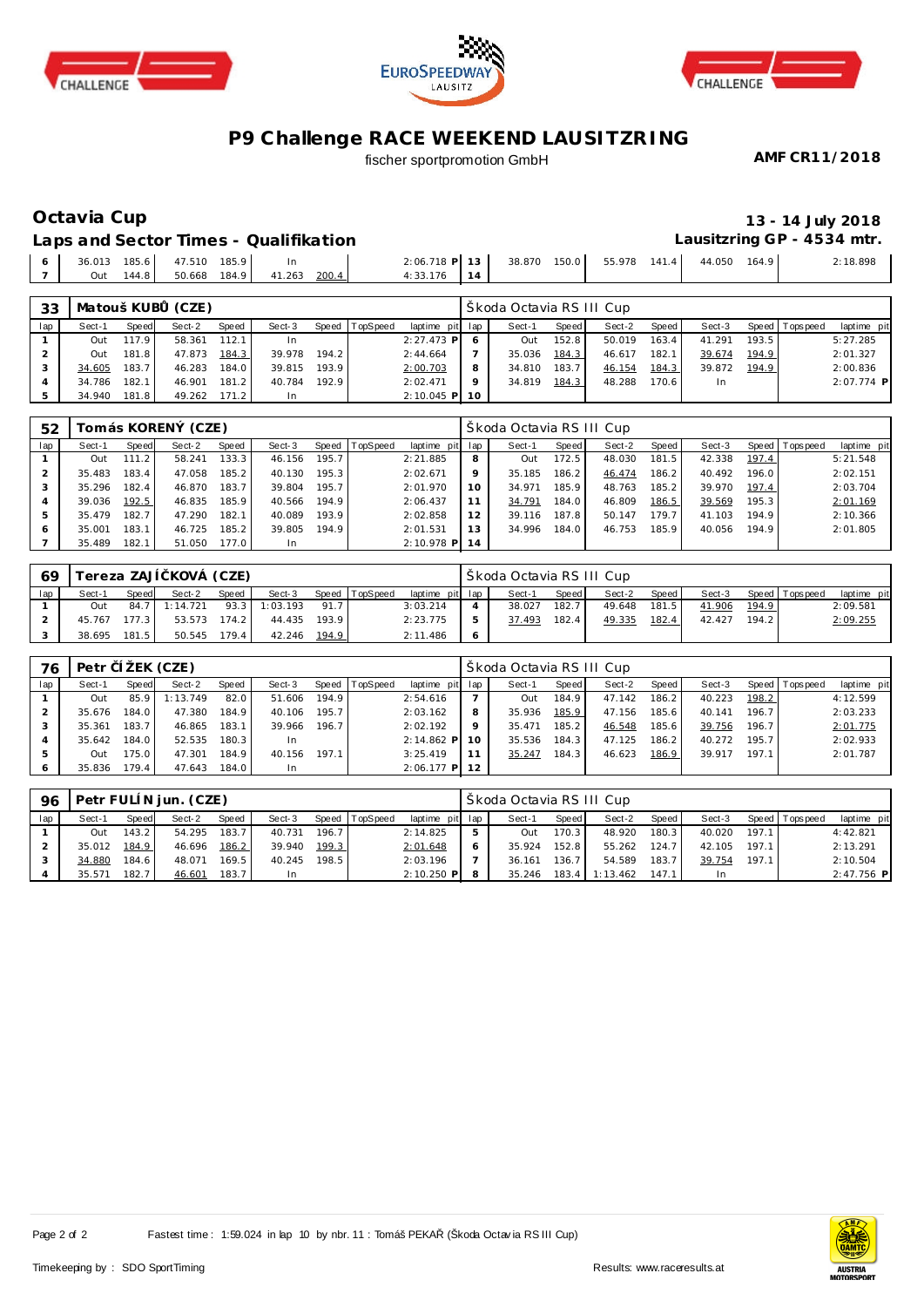# P9 Challenge RACE WEEKEND LAUSITZRING

fischer sportpromotion GmbH

**AMF CR11/2018**

## Octavia Cup

**13 - 14 July 2018**

### Laps and Sector Times - Qualifikation

**Lausitzring GP - 4534 mtr.**

| | | | | | | | | | | | | | | | |
|---|---|---|---|---|---|---|---|---|---|---|---|---|---|---|---|
| 6 | 36.013 | 185.6 | 47.510 | 185.9 | In | | 2:06.718 P | 13 | 38.870 | 150.0 | 55.978 | 141.4 | 44.050 | 164.9 | 2:18.898 |
| 7 | Out | 144.8 | 50.668 | 184.9 | 41.263 | 200.4 | 4:33.176 | 14 | | | | | | | |

**33 Matouš KUBŮ (CZE)** — Škoda Octavia RS III Cup

| lap | Sect-1 | Speed | Sect-2 | Speed | Sect-3 | Speed | TopSpeed | laptime pit | lap | Sect-1 | Speed | Sect-2 | Speed | Sect-3 | Speed | Topspeed | laptime pit |
|---|---|---|---|---|---|---|---|---|---|---|---|---|---|---|---|---|---|
| 1 | Out | 117.9 | 58.361 | 112.1 | In | | | 2:27.473 P | 6 | Out | 152.8 | 50.019 | 163.4 | 41.291 | 193.5 | | 5:27.285 |
| 2 | Out | 181.8 | 47.873 | 184.3 | 39.978 | 194.2 | | 2:44.664 | 7 | 35.036 | 184.3 | 46.617 | 182.1 | 39.674 | 194.9 | | 2:01.327 |
| 3 | 34.605 | 183.7 | 46.283 | 184.0 | 39.815 | 193.9 | | 2:00.703 | 8 | 34.810 | 183.7 | 46.154 | 184.3 | 39.872 | 194.9 | | 2:00.836 |
| 4 | 34.786 | 182.1 | 46.901 | 181.2 | 40.784 | 192.9 | | 2:02.471 | 9 | 34.819 | 184.3 | 48.288 | 170.6 | In | | | 2:07.774 P |
| 5 | 34.940 | 181.8 | 49.262 | 171.2 | In | | | 2:10.045 P | 10 | | | | | | | | |

**52 Tomás KORENÝ (CZE)** — Škoda Octavia RS III Cup

| lap | Sect-1 | Speed | Sect-2 | Speed | Sect-3 | Speed | TopSpeed | laptime pit | lap | Sect-1 | Speed | Sect-2 | Speed | Sect-3 | Speed | Topspeed | laptime pit |
|---|---|---|---|---|---|---|---|---|---|---|---|---|---|---|---|---|---|
| 1 | Out | 111.2 | 58.241 | 133.3 | 46.156 | 195.7 | | 2:21.885 | 8 | Out | 172.5 | 48.030 | 181.5 | 42.338 | 197.4 | | 5:21.548 |
| 2 | 35.483 | 183.4 | 47.058 | 185.2 | 40.130 | 195.3 | | 2:02.671 | 9 | 35.185 | 186.2 | 46.474 | 186.2 | 40.492 | 196.0 | | 2:02.151 |
| 3 | 35.296 | 182.4 | 46.870 | 183.7 | 39.804 | 195.7 | | 2:01.970 | 10 | 34.971 | 185.9 | 48.763 | 185.2 | 39.970 | 197.4 | | 2:03.704 |
| 4 | 39.036 | 192.5 | 46.835 | 185.9 | 40.566 | 194.9 | | 2:06.437 | 11 | 34.791 | 184.0 | 46.809 | 186.5 | 39.569 | 195.3 | | 2:01.169 |
| 5 | 35.479 | 182.7 | 47.290 | 182.1 | 40.089 | 193.9 | | 2:02.858 | 12 | 39.116 | 187.8 | 50.147 | 179.7 | 41.103 | 194.9 | | 2:10.366 |
| 6 | 35.001 | 183.1 | 46.725 | 185.2 | 39.805 | 194.9 | | 2:01.531 | 13 | 34.996 | 184.0 | 46.753 | 185.9 | 40.056 | 194.9 | | 2:01.805 |
| 7 | 35.489 | 182.1 | 51.050 | 177.0 | In | | | 2:10.978 P | 14 | | | | | | | | |

**69 Tereza ZAJÍČKOVÁ (CZE)** — Škoda Octavia RS III Cup

| lap | Sect-1 | Speed | Sect-2 | Speed | Sect-3 | Speed | TopSpeed | laptime pit | lap | Sect-1 | Speed | Sect-2 | Speed | Sect-3 | Speed | Topspeed | laptime pit |
|---|---|---|---|---|---|---|---|---|---|---|---|---|---|---|---|---|---|
| 1 | Out | 84.7 | 1:14.721 | 93.3 | 1:03.193 | 91.7 | | 3:03.214 | 4 | 38.027 | 182.7 | 49.648 | 181.5 | 41.906 | 194.9 | | 2:09.581 |
| 2 | 45.767 | 177.3 | 53.573 | 174.2 | 44.435 | 193.9 | | 2:23.775 | 5 | 37.493 | 182.4 | 49.335 | 182.4 | 42.427 | 194.2 | | 2:09.255 |
| 3 | 38.695 | 181.5 | 50.545 | 179.4 | 42.246 | 194.9 | | 2:11.486 | 6 | | | | | | | | |

**76 Petr ČÍŽEK (CZE)** — Škoda Octavia RS III Cup

| lap | Sect-1 | Speed | Sect-2 | Speed | Sect-3 | Speed | TopSpeed | laptime pit | lap | Sect-1 | Speed | Sect-2 | Speed | Sect-3 | Speed | Topspeed | laptime pit |
|---|---|---|---|---|---|---|---|---|---|---|---|---|---|---|---|---|---|
| 1 | Out | 85.9 | 1:13.749 | 82.0 | 51.606 | 194.9 | | 2:54.616 | 7 | Out | 184.9 | 47.142 | 186.2 | 40.223 | 198.2 | | 4:12.599 |
| 2 | 35.676 | 184.0 | 47.380 | 184.9 | 40.106 | 195.7 | | 2:03.162 | 8 | 35.936 | 185.9 | 47.156 | 185.6 | 40.141 | 196.7 | | 2:03.233 |
| 3 | 35.361 | 183.7 | 46.865 | 183.1 | 39.966 | 196.7 | | 2:02.192 | 9 | 35.471 | 185.2 | 46.548 | 185.6 | 39.756 | 196.7 | | 2:01.775 |
| 4 | 35.642 | 184.0 | 52.535 | 180.3 | In | | | 2:14.862 P | 10 | 35.536 | 184.3 | 47.125 | 186.2 | 40.272 | 195.7 | | 2:02.933 |
| 5 | Out | 175.0 | 47.301 | 184.9 | 40.156 | 197.1 | | 3:25.419 | 11 | 35.247 | 184.3 | 46.623 | 186.9 | 39.917 | 197.1 | | 2:01.787 |
| 6 | 35.836 | 179.4 | 47.643 | 184.0 | In | | | 2:06.177 P | 12 | | | | | | | | |

**96 Petr FULÍN jun. (CZE)** — Škoda Octavia RS III Cup

| lap | Sect-1 | Speed | Sect-2 | Speed | Sect-3 | Speed | TopSpeed | laptime pit | lap | Sect-1 | Speed | Sect-2 | Speed | Sect-3 | Speed | Topspeed | laptime pit |
|---|---|---|---|---|---|---|---|---|---|---|---|---|---|---|---|---|---|
| 1 | Out | 143.2 | 54.295 | 183.7 | 40.731 | 196.7 | | 2:14.825 | 5 | Out | 170.3 | 48.920 | 180.3 | 40.020 | 197.1 | | 4:42.821 |
| 2 | 35.012 | 184.9 | 46.696 | 186.2 | 39.940 | 199.3 | | 2:01.648 | 6 | 35.924 | 152.8 | 55.262 | 124.7 | 42.105 | 197.1 | | 2:13.291 |
| 3 | 34.880 | 184.6 | 48.071 | 169.5 | 40.245 | 198.5 | | 2:03.196 | 7 | 36.161 | 136.7 | 54.589 | 183.7 | 39.754 | 197.1 | | 2:10.504 |
| 4 | 35.571 | 182.7 | 46.601 | 183.7 | In | | | 2:10.250 P | 8 | 35.246 | 183.4 | 1:13.462 | 147.1 | In | | | 2:47.756 P |

Fastest time : 1:59.024 in lap 10 by nbr. 11 : Tomáš PEKAŘ (Škoda Octavia RS III Cup)

Timekeeping by : SDO SportTiming

Results: www.raceresults.at